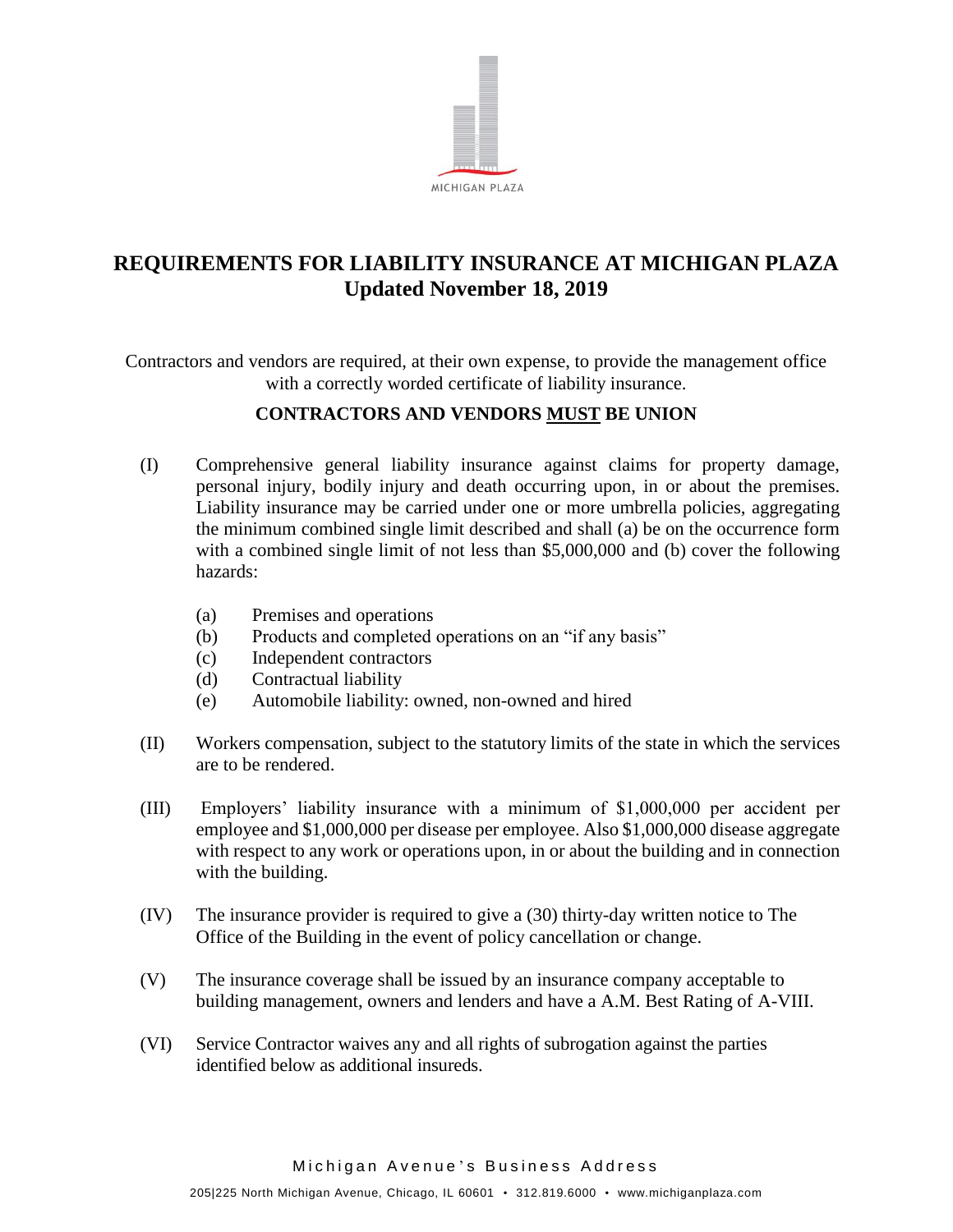# REQUIREMENTS FOR LIABILITY INSURANCE AT MICHIGAN PLAZA
## Updated November 18, 2019

Contractors and vendors are required, at their own expense, to provide the management office with a correctly worded certificate of liability insurance.

**CONTRACTORS AND VENDORS <u>MUST</u> BE UNION**

(I) Comprehensive general liability insurance against claims for property damage, personal injury, bodily injury and death occurring upon, in or about the premises. Liability insurance may be carried under one or more umbrella policies, aggregating the minimum combined single limit described and shall (a) be on the occurrence form with a combined single limit of not less than $5,000,000 and (b) cover the following hazards:

- (a) Premises and operations
- (b) Products and completed operations on an "if any basis"
- (c) Independent contractors
- (d) Contractual liability
- (e) Automobile liability: owned, non-owned and hired

(II) Workers compensation, subject to the statutory limits of the state in which the services are to be rendered.

(III) Employers' liability insurance with a minimum of $1,000,000 per accident per employee and $1,000,000 per disease per employee. Also $1,000,000 disease aggregate with respect to any work or operations upon, in or about the building and in connection with the building.

(IV) The insurance provider is required to give a (30) thirty-day written notice to The Office of the Building in the event of policy cancellation or change.

(V) The insurance coverage shall be issued by an insurance company acceptable to building management, owners and lenders and have a A.M. Best Rating of A-VIII.

(VI) Service Contractor waives any and all rights of subrogation against the parties identified below as additional insureds.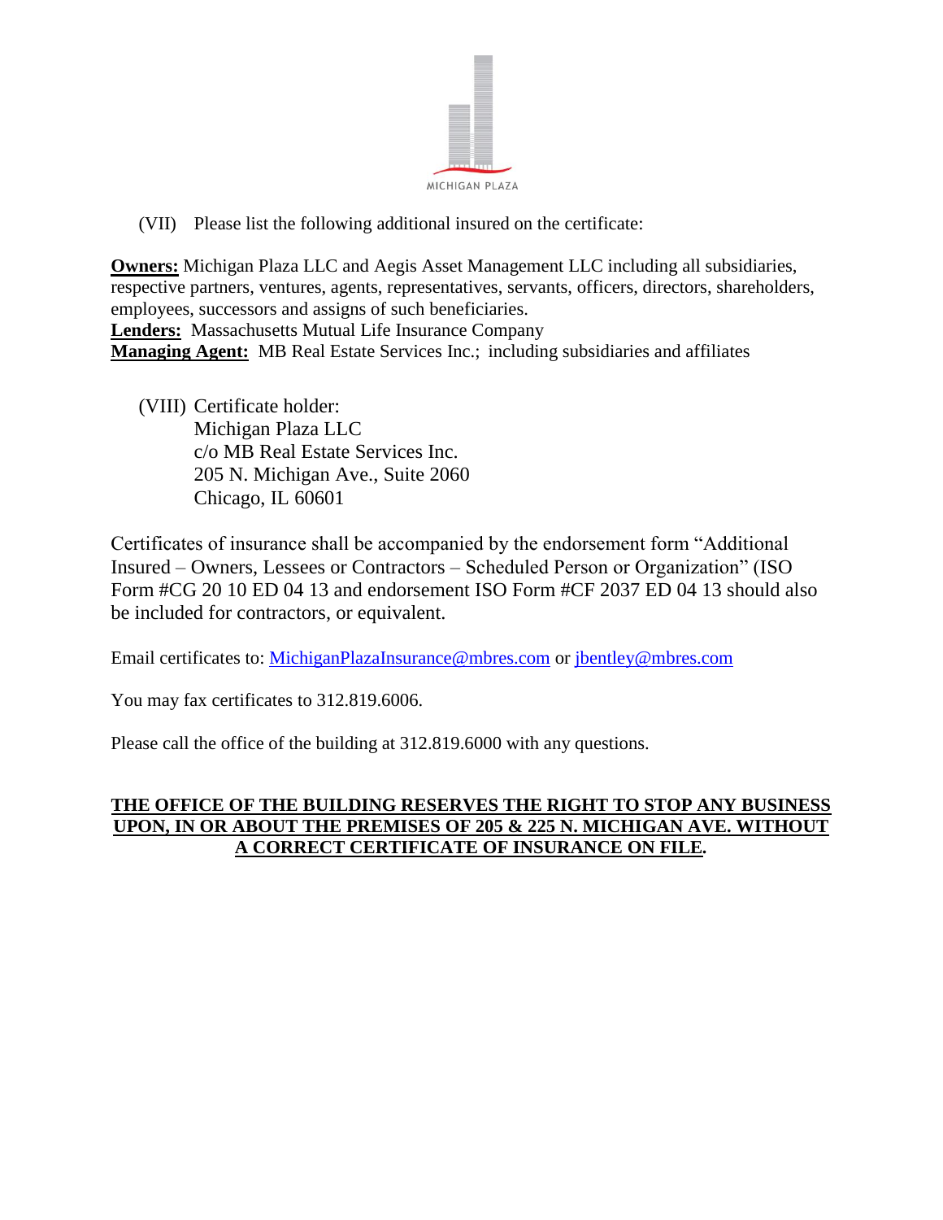MICHIGAN PLAZA

(VII) Please list the following additional insured on the certificate:

**Owners:** Michigan Plaza LLC and Aegis Asset Management LLC including all subsidiaries, respective partners, ventures, agents, representatives, servants, officers, directors, shareholders, employees, successors and assigns of such beneficiaries.
**Lenders:** Massachusetts Mutual Life Insurance Company
**Managing Agent:** MB Real Estate Services Inc.; including subsidiaries and affiliates

(VIII) Certificate holder:
Michigan Plaza LLC
c/o MB Real Estate Services Inc.
205 N. Michigan Ave., Suite 2060
Chicago, IL 60601

Certificates of insurance shall be accompanied by the endorsement form "Additional Insured – Owners, Lessees or Contractors – Scheduled Person or Organization" (ISO Form #CG 20 10 ED 04 13 and endorsement ISO Form #CF 2037 ED 04 13 should also be included for contractors, or equivalent.

Email certificates to: MichiganPlazaInsurance@mbres.com or jbentley@mbres.com

You may fax certificates to 312.819.6006.

Please call the office of the building at 312.819.6000 with any questions.

**THE OFFICE OF THE BUILDING RESERVES THE RIGHT TO STOP ANY BUSINESS UPON, IN OR ABOUT THE PREMISES OF 205 & 225 N. MICHIGAN AVE. WITHOUT A CORRECT CERTIFICATE OF INSURANCE ON FILE.**